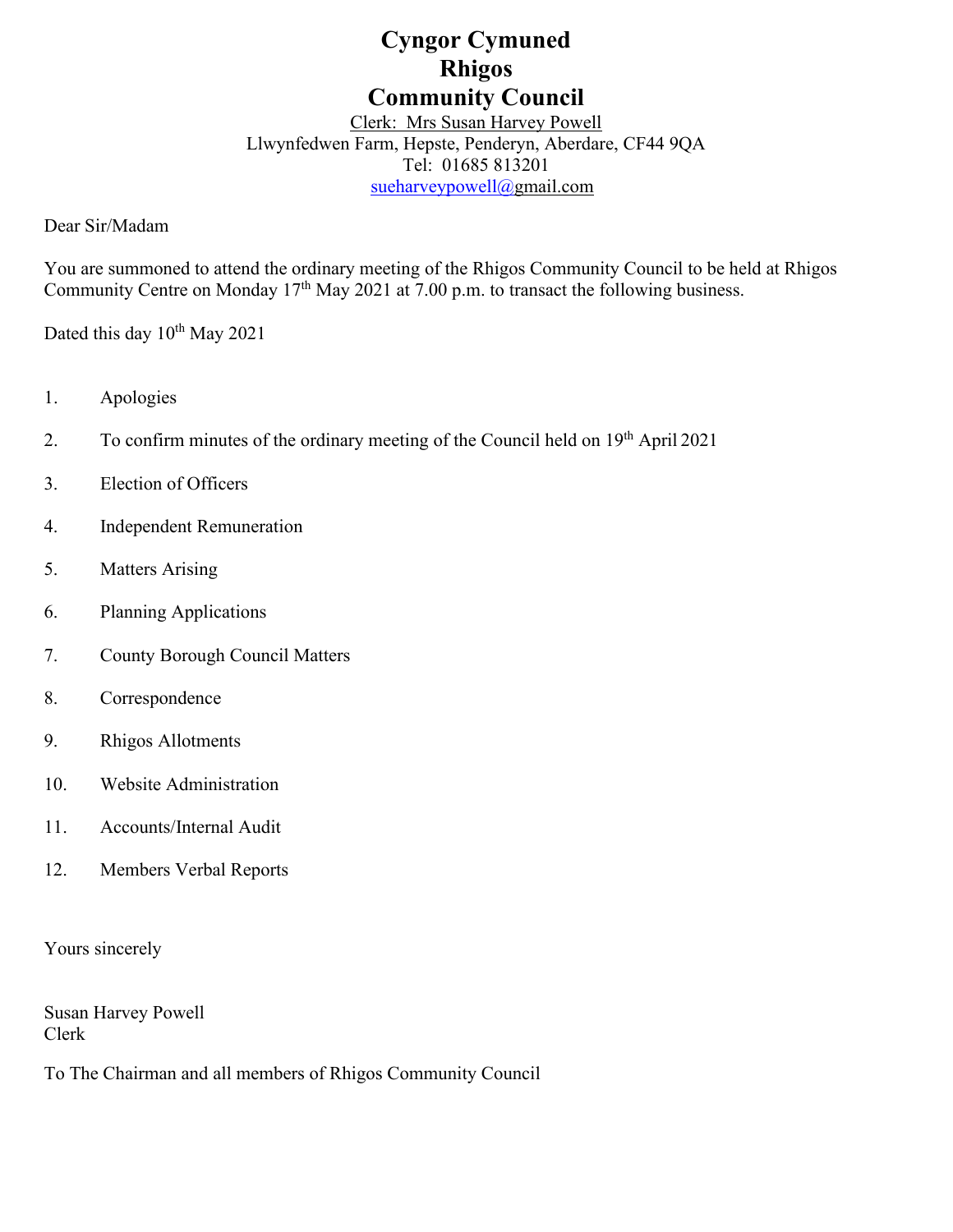# Cyngor Cymuned
# Rhigos
# Community Council

Clerk: Mrs Susan Harvey Powell
Llwynfedwen Farm, Hepste, Penderyn, Aberdare, CF44 9QA
Tel: 01685 813201
sueharveypowell@gmail.com

Dear Sir/Madam

You are summoned to attend the ordinary meeting of the Rhigos Community Council to be held at Rhigos Community Centre on Monday 17th May 2021 at 7.00 p.m. to transact the following business.

Dated this day 10th May 2021

1. Apologies
2. To confirm minutes of the ordinary meeting of the Council held on 19th April 2021
3. Election of Officers
4. Independent Remuneration
5. Matters Arising
6. Planning Applications
7. County Borough Council Matters
8. Correspondence
9. Rhigos Allotments
10. Website Administration
11. Accounts/Internal Audit
12. Members Verbal Reports

Yours sincerely

Susan Harvey Powell
Clerk

To The Chairman and all members of Rhigos Community Council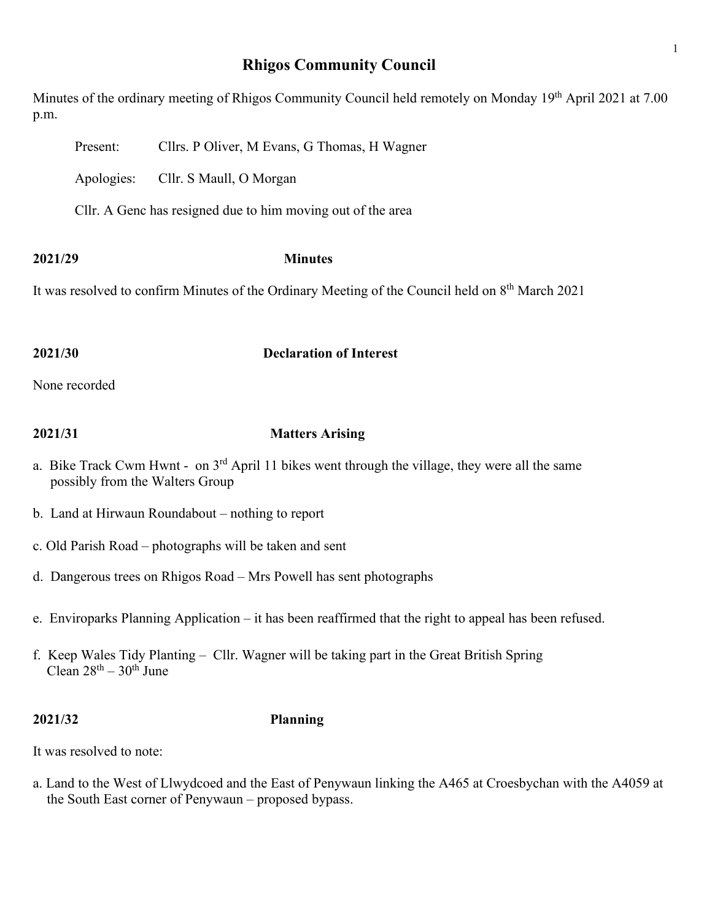# Rhigos Community Council

Minutes of the ordinary meeting of Rhigos Community Council held remotely on Monday 19th April 2021 at 7.00 p.m.

Present: Cllrs. P Oliver, M Evans, G Thomas, H Wagner

Apologies: Cllr. S Maull, O Morgan

Cllr. A Genc has resigned due to him moving out of the area

**2021/29 Minutes**

It was resolved to confirm Minutes of the Ordinary Meeting of the Council held on 8th March 2021

**2021/30 Declaration of Interest**

None recorded

**2021/31 Matters Arising**

a. Bike Track Cwm Hwnt - on 3rd April 11 bikes went through the village, they were all the same possibly from the Walters Group

b. Land at Hirwaun Roundabout – nothing to report

c. Old Parish Road – photographs will be taken and sent

d. Dangerous trees on Rhigos Road – Mrs Powell has sent photographs

e. Enviroparks Planning Application – it has been reaffirmed that the right to appeal has been refused.

f. Keep Wales Tidy Planting – Cllr. Wagner will be taking part in the Great British Spring Clean 28th – 30th June

**2021/32 Planning**

It was resolved to note:

a. Land to the West of Llwydcoed and the East of Penywaun linking the A465 at Croesbychan with the A4059 at the South East corner of Penywaun – proposed bypass.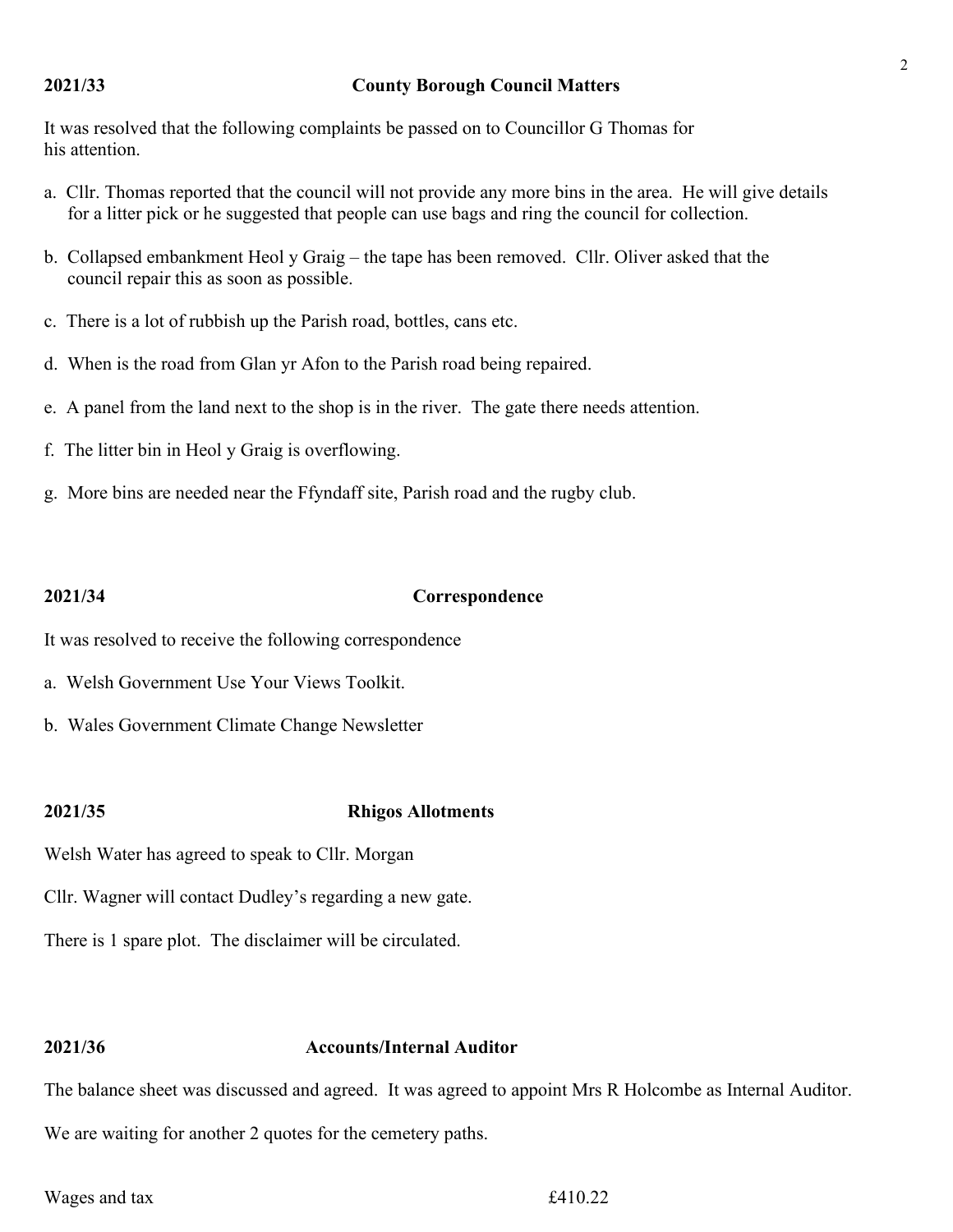**2021/33 County Borough Council Matters**

It was resolved that the following complaints be passed on to Councillor G Thomas for his attention.

a. Cllr. Thomas reported that the council will not provide any more bins in the area. He will give details for a litter pick or he suggested that people can use bags and ring the council for collection.

b. Collapsed embankment Heol y Graig – the tape has been removed. Cllr. Oliver asked that the council repair this as soon as possible.

c. There is a lot of rubbish up the Parish road, bottles, cans etc.

d. When is the road from Glan yr Afon to the Parish road being repaired.

e. A panel from the land next to the shop is in the river. The gate there needs attention.

f. The litter bin in Heol y Graig is overflowing.

g. More bins are needed near the Ffyndaff site, Parish road and the rugby club.

**2021/34 Correspondence**

It was resolved to receive the following correspondence

a. Welsh Government Use Your Views Toolkit.

b. Wales Government Climate Change Newsletter

**2021/35 Rhigos Allotments**

Welsh Water has agreed to speak to Cllr. Morgan

Cllr. Wagner will contact Dudley's regarding a new gate.

There is 1 spare plot. The disclaimer will be circulated.

**2021/36 Accounts/Internal Auditor**

The balance sheet was discussed and agreed. It was agreed to appoint Mrs R Holcombe as Internal Auditor.

We are waiting for another 2 quotes for the cemetery paths.

Wages and tax £410.22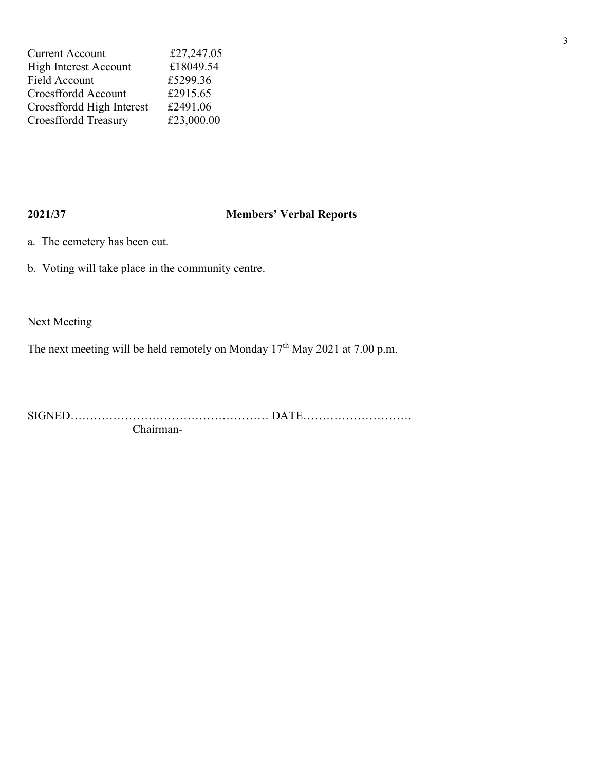| | |
|---|---|
| Current Account | £27,247.05 |
| High Interest Account | £18049.54 |
| Field Account | £5299.36 |
| Croesffordd Account | £2915.65 |
| Croesffordd High Interest | £2491.06 |
| Croesffordd Treasury | £23,000.00 |

**2021/37 Members' Verbal Reports**

a. The cemetery has been cut.

b. Voting will take place in the community centre.

Next Meeting

The next meeting will be held remotely on Monday 17th May 2021 at 7.00 p.m.

SIGNED…………………………………………… DATE……………………….
Chairman-